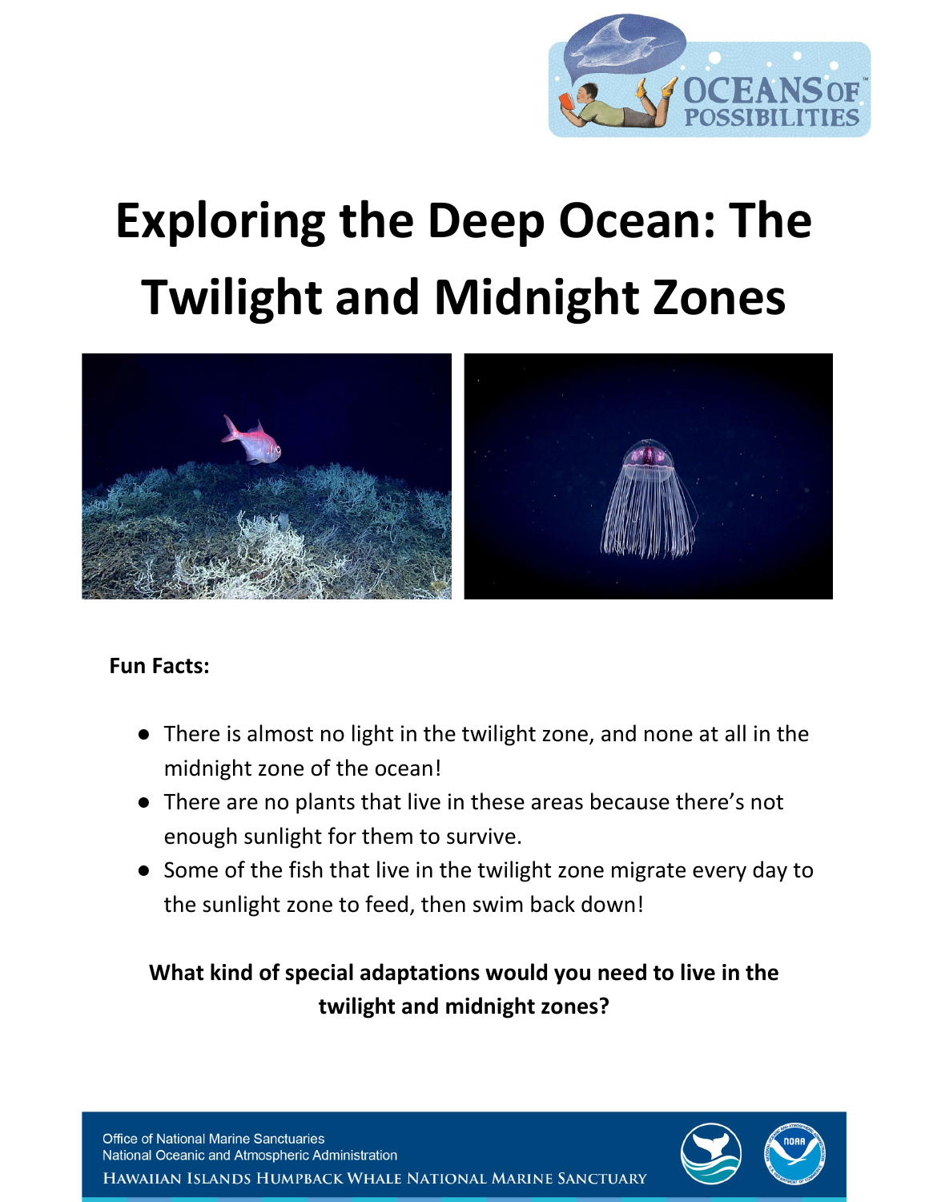# Exploring the Deep Ocean: The Twilight and Midnight Zones

**Fun Facts:**

- There is almost no light in the twilight zone, and none at all in the midnight zone of the ocean!
- There are no plants that live in these areas because there's not enough sunlight for them to survive.
- Some of the fish that live in the twilight zone migrate every day to the sunlight zone to feed, then swim back down!

**What kind of special adaptations would you need to live in the twilight and midnight zones?**

Office of National Marine Sanctuaries
National Oceanic and Atmospheric Administration
Hawaiian Islands Humpback Whale National Marine Sanctuary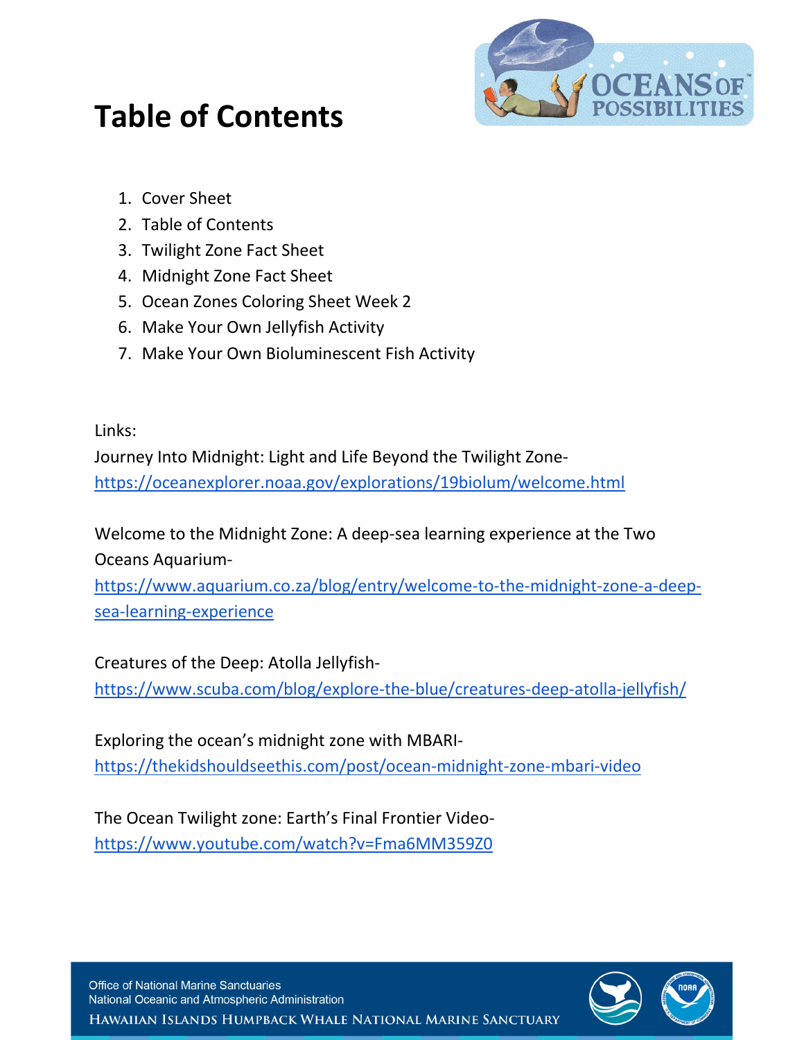# Table of Contents

1. Cover Sheet
2. Table of Contents
3. Twilight Zone Fact Sheet
4. Midnight Zone Fact Sheet
5. Ocean Zones Coloring Sheet Week 2
6. Make Your Own Jellyfish Activity
7. Make Your Own Bioluminescent Fish Activity

Links:

Journey Into Midnight: Light and Life Beyond the Twilight Zone- https://oceanexplorer.noaa.gov/explorations/19biolum/welcome.html

Welcome to the Midnight Zone: A deep-sea learning experience at the Two Oceans Aquarium- https://www.aquarium.co.za/blog/entry/welcome-to-the-midnight-zone-a-deep-sea-learning-experience

Creatures of the Deep: Atolla Jellyfish- https://www.scuba.com/blog/explore-the-blue/creatures-deep-atolla-jellyfish/

Exploring the ocean's midnight zone with MBARI- https://thekidshouldseethis.com/post/ocean-midnight-zone-mbari-video

The Ocean Twilight zone: Earth's Final Frontier Video- https://www.youtube.com/watch?v=Fma6MM359Z0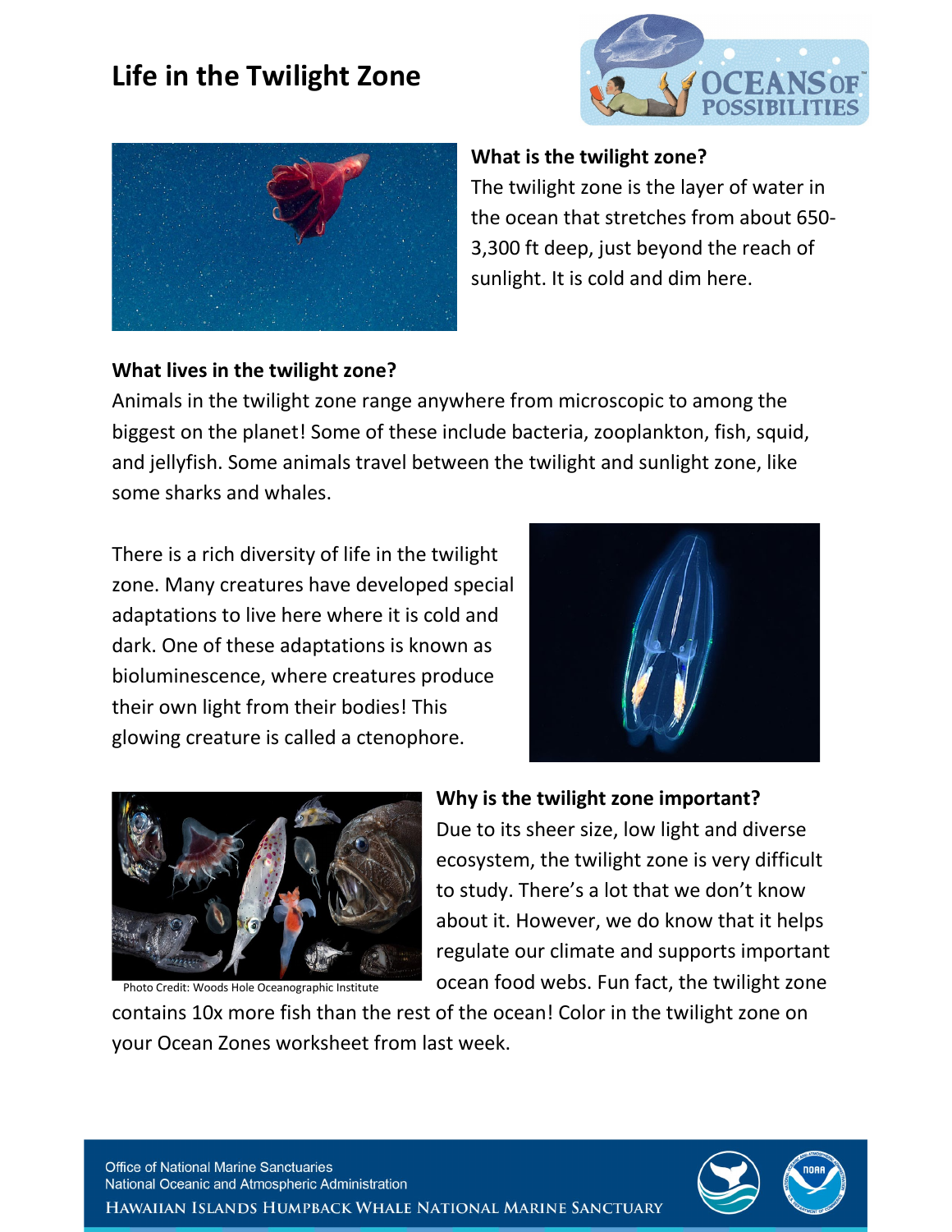# Life in the Twilight Zone

### What is the twilight zone?

The twilight zone is the layer of water in the ocean that stretches from about 650-3,300 ft deep, just beyond the reach of sunlight. It is cold and dim here.

### What lives in the twilight zone?

Animals in the twilight zone range anywhere from microscopic to among the biggest on the planet! Some of these include bacteria, zooplankton, fish, squid, and jellyfish. Some animals travel between the twilight and sunlight zone, like some sharks and whales.

There is a rich diversity of life in the twilight zone. Many creatures have developed special adaptations to live here where it is cold and dark. One of these adaptations is known as bioluminescence, where creatures produce their own light from their bodies! This glowing creature is called a ctenophore.

Photo Credit: Woods Hole Oceanographic Institute

### Why is the twilight zone important?

Due to its sheer size, low light and diverse ecosystem, the twilight zone is very difficult to study. There's a lot that we don't know about it. However, we do know that it helps regulate our climate and supports important ocean food webs. Fun fact, the twilight zone contains 10x more fish than the rest of the ocean! Color in the twilight zone on your Ocean Zones worksheet from last week.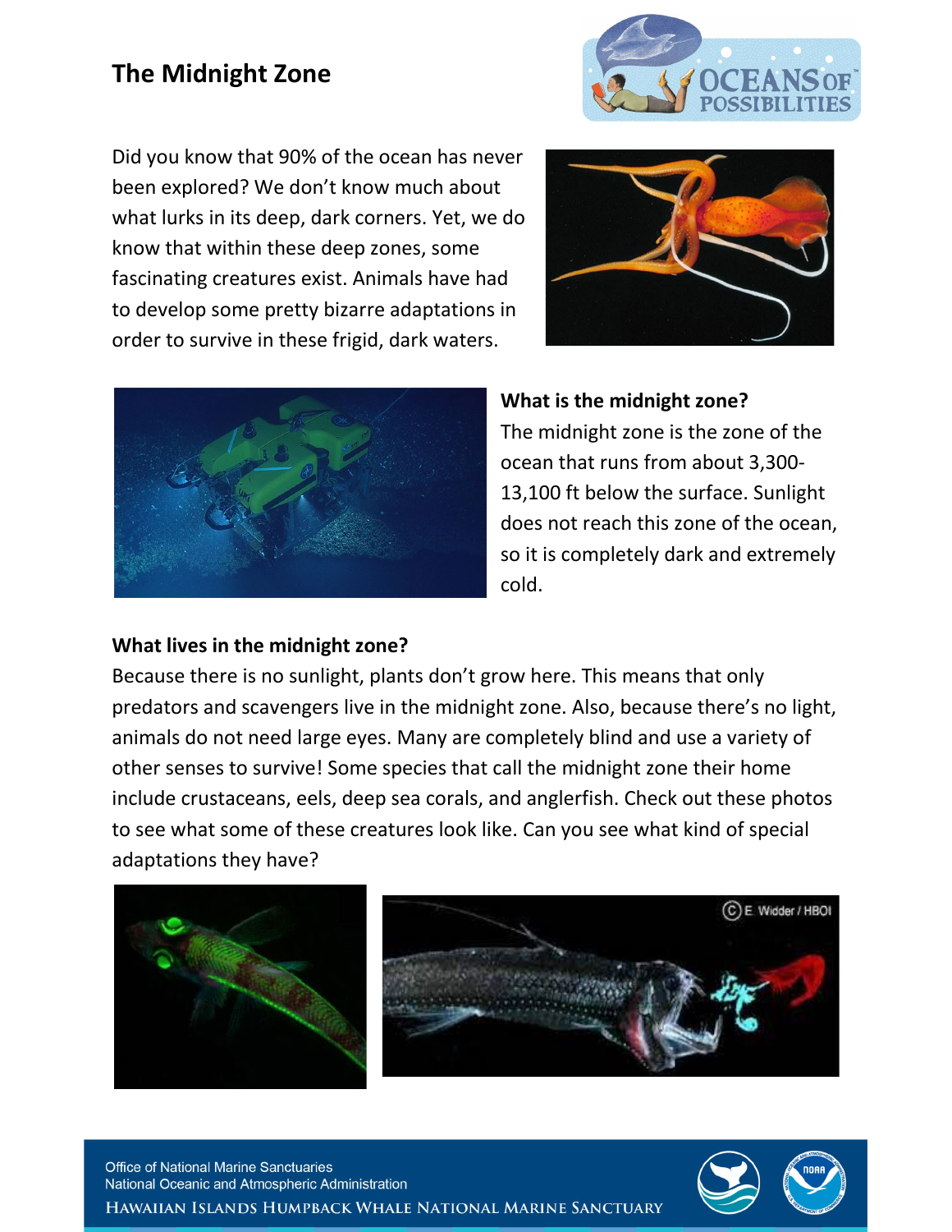# The Midnight Zone

Did you know that 90% of the ocean has never been explored? We don't know much about what lurks in its deep, dark corners. Yet, we do know that within these deep zones, some fascinating creatures exist. Animals have had to develop some pretty bizarre adaptations in order to survive in these frigid, dark waters.

**What is the midnight zone?**

The midnight zone is the zone of the ocean that runs from about 3,300-13,100 ft below the surface. Sunlight does not reach this zone of the ocean, so it is completely dark and extremely cold.

**What lives in the midnight zone?**

Because there is no sunlight, plants don't grow here. This means that only predators and scavengers live in the midnight zone. Also, because there's no light, animals do not need large eyes. Many are completely blind and use a variety of other senses to survive! Some species that call the midnight zone their home include crustaceans, eels, deep sea corals, and anglerfish. Check out these photos to see what some of these creatures look like. Can you see what kind of special adaptations they have?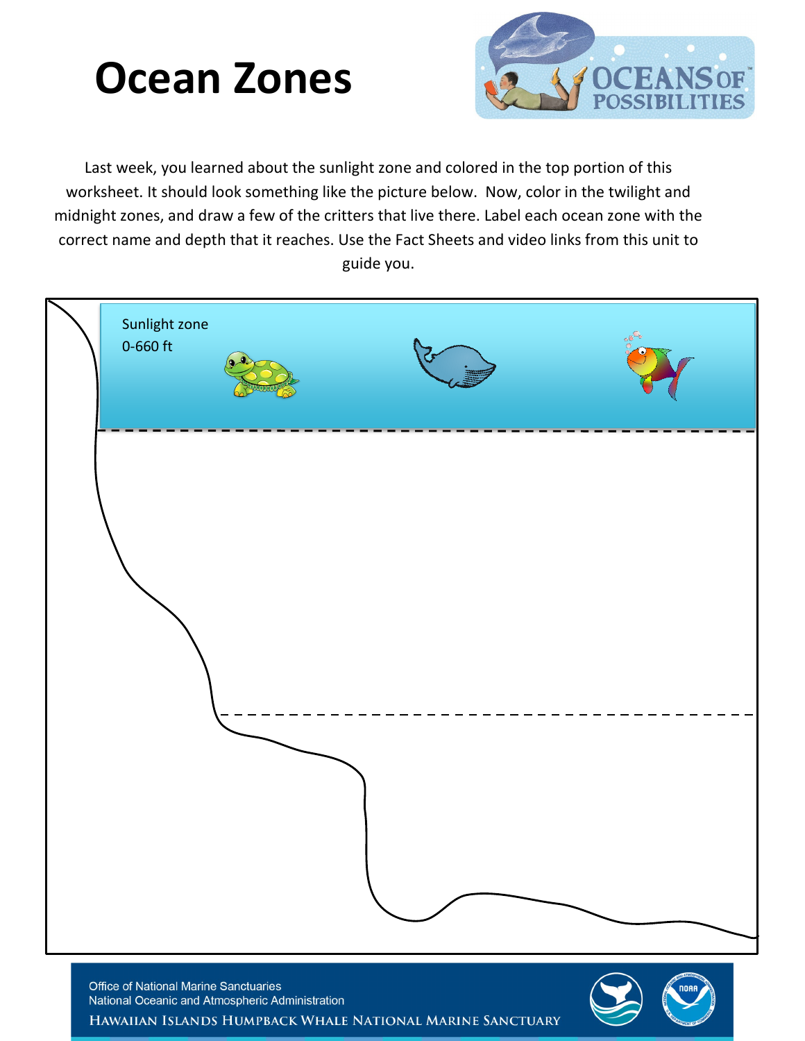# Ocean Zones

Last week, you learned about the sunlight zone and colored in the top portion of this worksheet. It should look something like the picture below. Now, color in the twilight and midnight zones, and draw a few of the critters that live there. Label each ocean zone with the correct name and depth that it reaches. Use the Fact Sheets and video links from this unit to guide you.

Sunlight zone

0-660 ft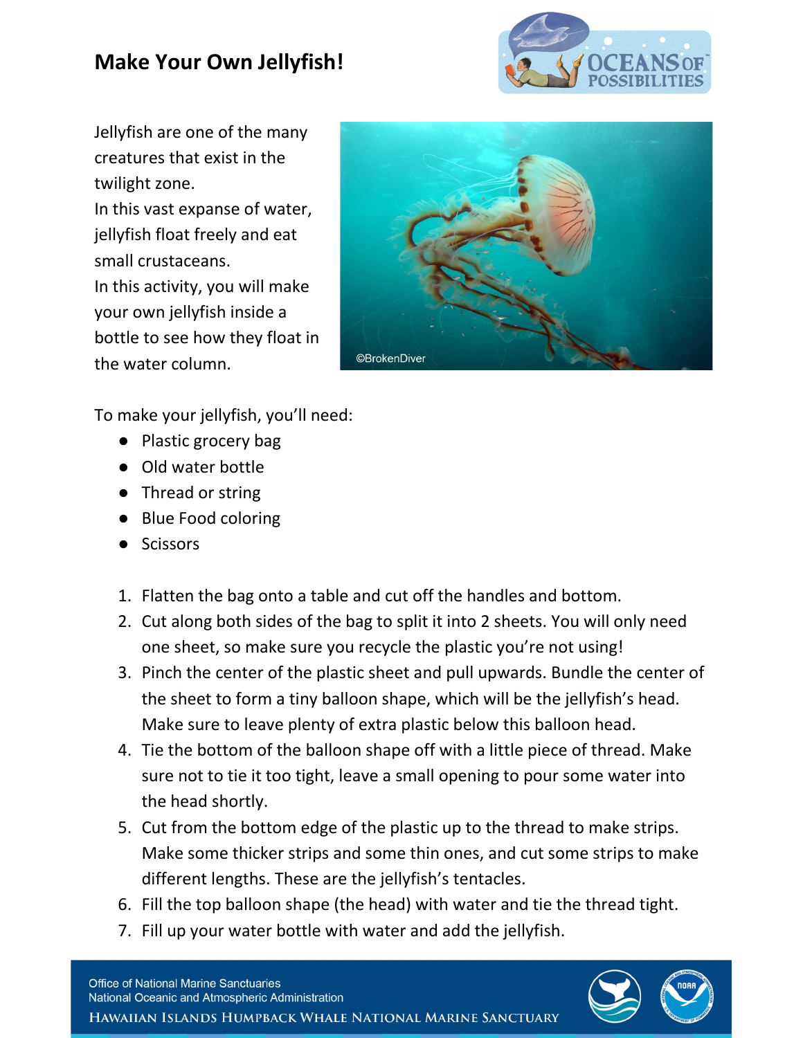# Make Your Own Jellyfish!

Jellyfish are one of the many creatures that exist in the twilight zone.
In this vast expanse of water, jellyfish float freely and eat small crustaceans.
In this activity, you will make your own jellyfish inside a bottle to see how they float in the water column.

©BrokenDiver

To make your jellyfish, you'll need:

- Plastic grocery bag
- Old water bottle
- Thread or string
- Blue Food coloring
- Scissors

1. Flatten the bag onto a table and cut off the handles and bottom.
2. Cut along both sides of the bag to split it into 2 sheets. You will only need one sheet, so make sure you recycle the plastic you're not using!
3. Pinch the center of the plastic sheet and pull upwards. Bundle the center of the sheet to form a tiny balloon shape, which will be the jellyfish's head. Make sure to leave plenty of extra plastic below this balloon head.
4. Tie the bottom of the balloon shape off with a little piece of thread. Make sure not to tie it too tight, leave a small opening to pour some water into the head shortly.
5. Cut from the bottom edge of the plastic up to the thread to make strips. Make some thicker strips and some thin ones, and cut some strips to make different lengths. These are the jellyfish's tentacles.
6. Fill the top balloon shape (the head) with water and tie the thread tight.
7. Fill up your water bottle with water and add the jellyfish.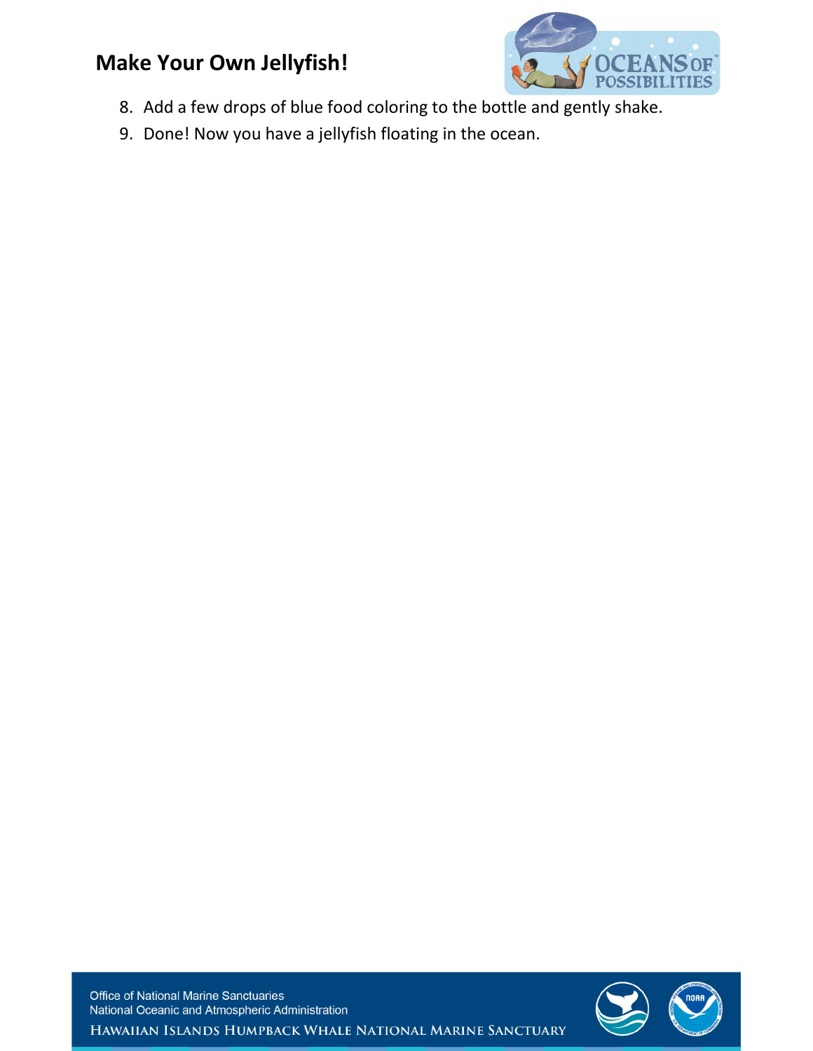8. Add a few drops of blue food coloring to the bottle and gently shake.
9. Done! Now you have a jellyfish floating in the ocean.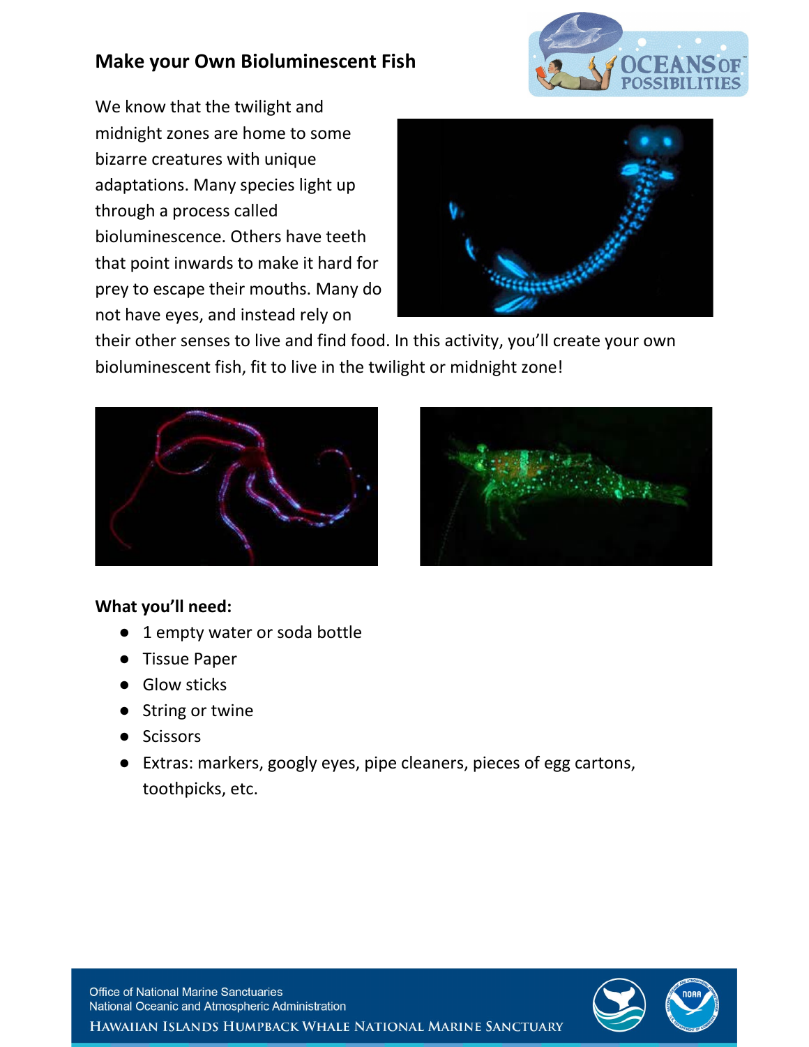## Make your Own Bioluminescent Fish

We know that the twilight and midnight zones are home to some bizarre creatures with unique adaptations. Many species light up through a process called bioluminescence. Others have teeth that point inwards to make it hard for prey to escape their mouths. Many do not have eyes, and instead rely on their other senses to live and find food. In this activity, you'll create your own bioluminescent fish, fit to live in the twilight or midnight zone!

**What you'll need:**

- 1 empty water or soda bottle
- Tissue Paper
- Glow sticks
- String or twine
- Scissors
- Extras: markers, googly eyes, pipe cleaners, pieces of egg cartons, toothpicks, etc.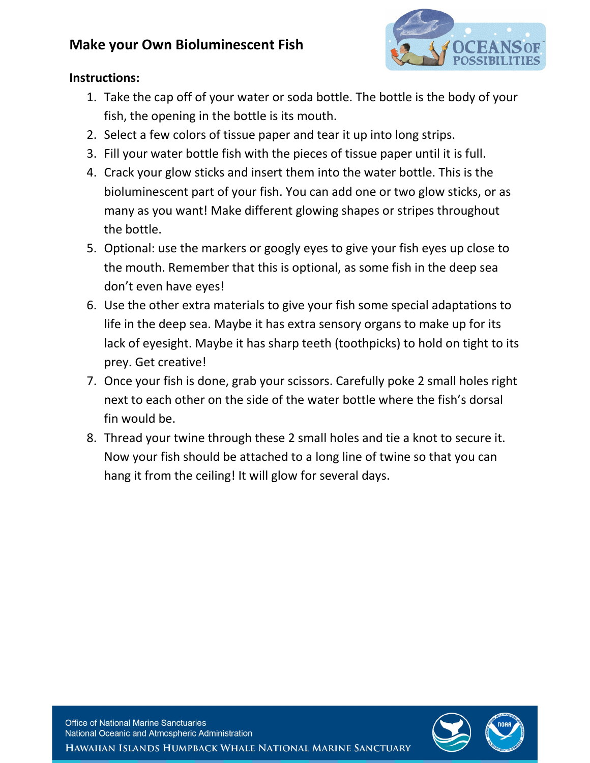# Make your Own Bioluminescent Fish

**Instructions:**

1. Take the cap off of your water or soda bottle. The bottle is the body of your fish, the opening in the bottle is its mouth.
2. Select a few colors of tissue paper and tear it up into long strips.
3. Fill your water bottle fish with the pieces of tissue paper until it is full.
4. Crack your glow sticks and insert them into the water bottle. This is the bioluminescent part of your fish. You can add one or two glow sticks, or as many as you want! Make different glowing shapes or stripes throughout the bottle.
5. Optional: use the markers or googly eyes to give your fish eyes up close to the mouth. Remember that this is optional, as some fish in the deep sea don't even have eyes!
6. Use the other extra materials to give your fish some special adaptations to life in the deep sea. Maybe it has extra sensory organs to make up for its lack of eyesight. Maybe it has sharp teeth (toothpicks) to hold on tight to its prey. Get creative!
7. Once your fish is done, grab your scissors. Carefully poke 2 small holes right next to each other on the side of the water bottle where the fish's dorsal fin would be.
8. Thread your twine through these 2 small holes and tie a knot to secure it. Now your fish should be attached to a long line of twine so that you can hang it from the ceiling! It will glow for several days.